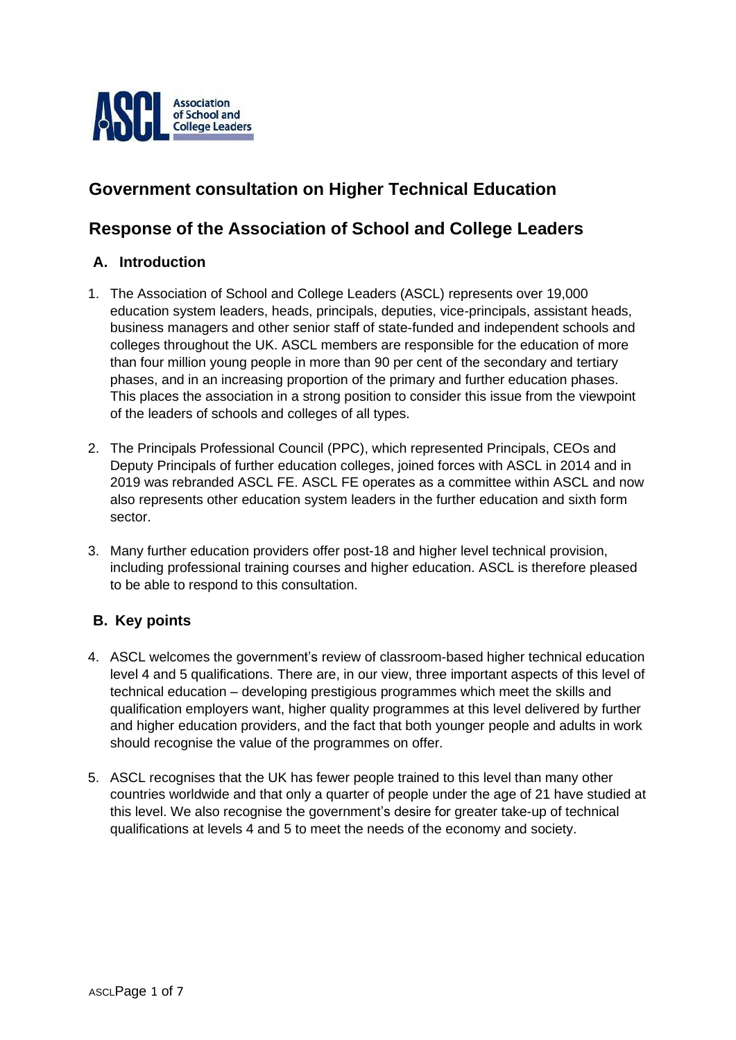# Government consultation on Higher Technical Education

## Response of the Association of School and College Leaders

### A. Introduction

1. The Association of School and College Leaders (ASCL) represents over 19,000 education system leaders, heads, principals, deputies, vice-principals, assistant heads, business managers and other senior staff of state-funded and independent schools and colleges throughout the UK. ASCL members are responsible for the education of more than four million young people in more than 90 per cent of the secondary and tertiary phases, and in an increasing proportion of the primary and further education phases. This places the association in a strong position to consider this issue from the viewpoint of the leaders of schools and colleges of all types.

2. The Principals Professional Council (PPC), which represented Principals, CEOs and Deputy Principals of further education colleges, joined forces with ASCL in 2014 and in 2019 was rebranded ASCL FE. ASCL FE operates as a committee within ASCL and now also represents other education system leaders in the further education and sixth form sector.

3. Many further education providers offer post-18 and higher level technical provision, including professional training courses and higher education. ASCL is therefore pleased to be able to respond to this consultation.

### B. Key points

4. ASCL welcomes the government's review of classroom-based higher technical education level 4 and 5 qualifications. There are, in our view, three important aspects of this level of technical education – developing prestigious programmes which meet the skills and qualification employers want, higher quality programmes at this level delivered by further and higher education providers, and the fact that both younger people and adults in work should recognise the value of the programmes on offer.

5. ASCL recognises that the UK has fewer people trained to this level than many other countries worldwide and that only a quarter of people under the age of 21 have studied at this level. We also recognise the government's desire for greater take-up of technical qualifications at levels 4 and 5 to meet the needs of the economy and society.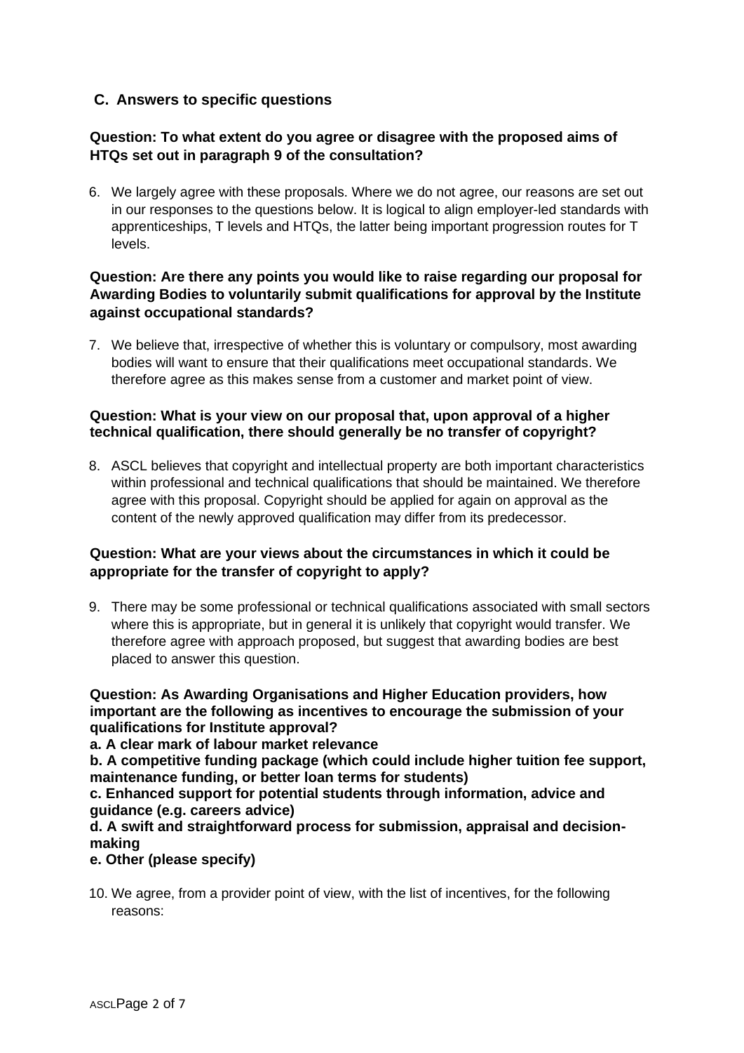## C. Answers to specific questions

**Question: To what extent do you agree or disagree with the proposed aims of HTQs set out in paragraph 9 of the consultation?**

6. We largely agree with these proposals. Where we do not agree, our reasons are set out in our responses to the questions below. It is logical to align employer-led standards with apprenticeships, T levels and HTQs, the latter being important progression routes for T levels.

**Question: Are there any points you would like to raise regarding our proposal for Awarding Bodies to voluntarily submit qualifications for approval by the Institute against occupational standards?**

7. We believe that, irrespective of whether this is voluntary or compulsory, most awarding bodies will want to ensure that their qualifications meet occupational standards. We therefore agree as this makes sense from a customer and market point of view.

**Question: What is your view on our proposal that, upon approval of a higher technical qualification, there should generally be no transfer of copyright?**

8. ASCL believes that copyright and intellectual property are both important characteristics within professional and technical qualifications that should be maintained. We therefore agree with this proposal. Copyright should be applied for again on approval as the content of the newly approved qualification may differ from its predecessor.

**Question: What are your views about the circumstances in which it could be appropriate for the transfer of copyright to apply?**

9. There may be some professional or technical qualifications associated with small sectors where this is appropriate, but in general it is unlikely that copyright would transfer. We therefore agree with approach proposed, but suggest that awarding bodies are best placed to answer this question.

**Question: As Awarding Organisations and Higher Education providers, how important are the following as incentives to encourage the submission of your qualifications for Institute approval?**

**a. A clear mark of labour market relevance**

**b. A competitive funding package (which could include higher tuition fee support, maintenance funding, or better loan terms for students)**

**c. Enhanced support for potential students through information, advice and guidance (e.g. careers advice)**

**d. A swift and straightforward process for submission, appraisal and decision-making**

**e. Other (please specify)**

10. We agree, from a provider point of view, with the list of incentives, for the following reasons: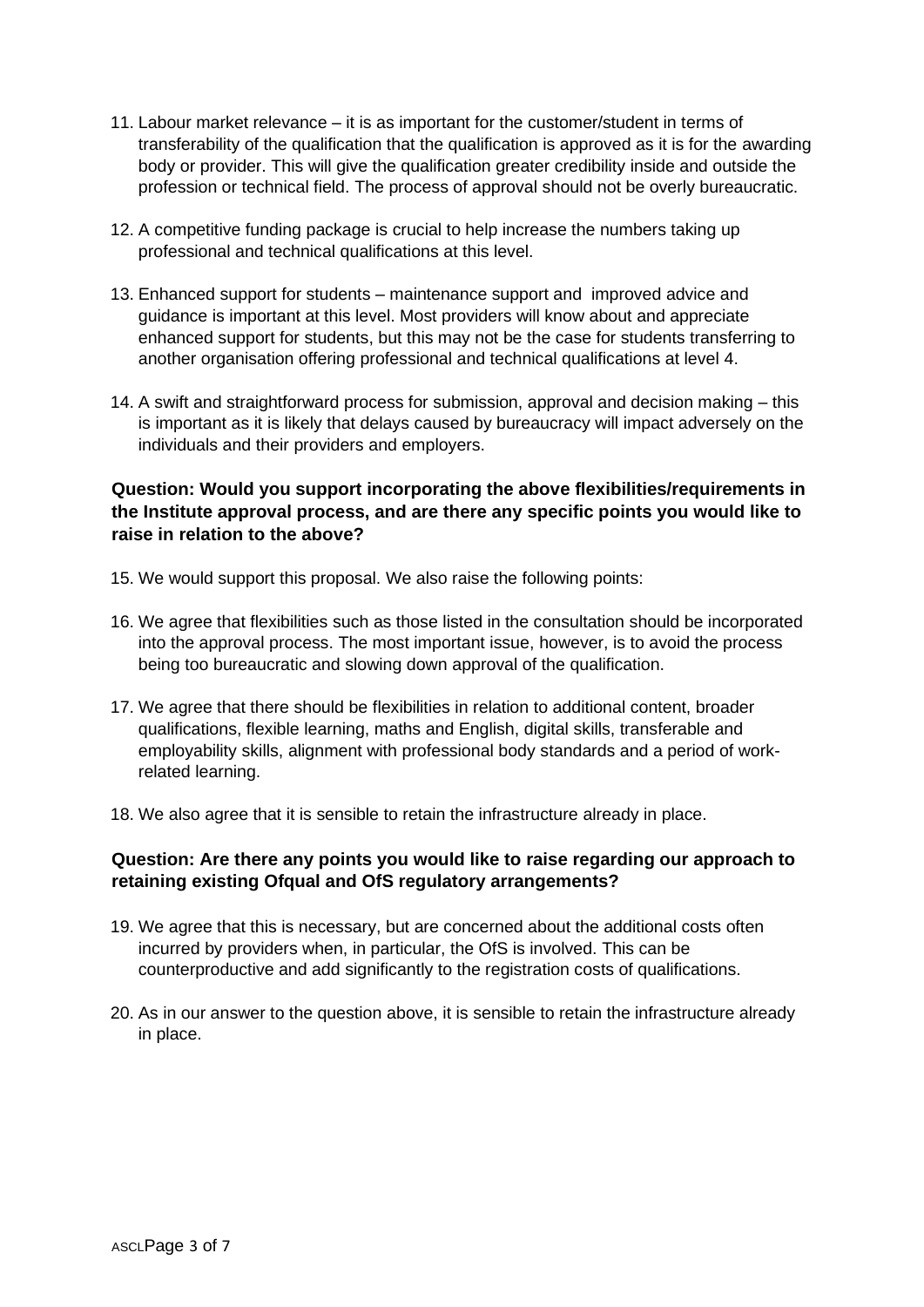11. Labour market relevance – it is as important for the customer/student in terms of transferability of the qualification that the qualification is approved as it is for the awarding body or provider. This will give the qualification greater credibility inside and outside the profession or technical field. The process of approval should not be overly bureaucratic.

12. A competitive funding package is crucial to help increase the numbers taking up professional and technical qualifications at this level.

13. Enhanced support for students – maintenance support and improved advice and guidance is important at this level. Most providers will know about and appreciate enhanced support for students, but this may not be the case for students transferring to another organisation offering professional and technical qualifications at level 4.

14. A swift and straightforward process for submission, approval and decision making – this is important as it is likely that delays caused by bureaucracy will impact adversely on the individuals and their providers and employers.

**Question: Would you support incorporating the above flexibilities/requirements in the Institute approval process, and are there any specific points you would like to raise in relation to the above?**

15. We would support this proposal. We also raise the following points:

16. We agree that flexibilities such as those listed in the consultation should be incorporated into the approval process. The most important issue, however, is to avoid the process being too bureaucratic and slowing down approval of the qualification.

17. We agree that there should be flexibilities in relation to additional content, broader qualifications, flexible learning, maths and English, digital skills, transferable and employability skills, alignment with professional body standards and a period of work-related learning.

18. We also agree that it is sensible to retain the infrastructure already in place.

**Question: Are there any points you would like to raise regarding our approach to retaining existing Ofqual and OfS regulatory arrangements?**

19. We agree that this is necessary, but are concerned about the additional costs often incurred by providers when, in particular, the OfS is involved. This can be counterproductive and add significantly to the registration costs of qualifications.

20. As in our answer to the question above, it is sensible to retain the infrastructure already in place.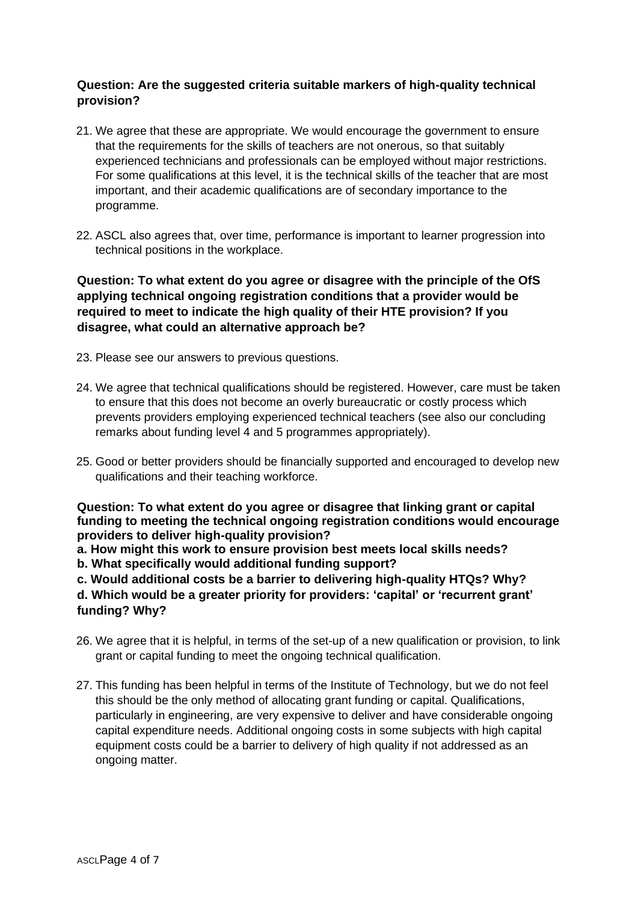**Question: Are the suggested criteria suitable markers of high-quality technical provision?**

21. We agree that these are appropriate. We would encourage the government to ensure that the requirements for the skills of teachers are not onerous, so that suitably experienced technicians and professionals can be employed without major restrictions. For some qualifications at this level, it is the technical skills of the teacher that are most important, and their academic qualifications are of secondary importance to the programme.

22. ASCL also agrees that, over time, performance is important to learner progression into technical positions in the workplace.

**Question: To what extent do you agree or disagree with the principle of the OfS applying technical ongoing registration conditions that a provider would be required to meet to indicate the high quality of their HTE provision? If you disagree, what could an alternative approach be?**

23. Please see our answers to previous questions.

24. We agree that technical qualifications should be registered. However, care must be taken to ensure that this does not become an overly bureaucratic or costly process which prevents providers employing experienced technical teachers (see also our concluding remarks about funding level 4 and 5 programmes appropriately).

25. Good or better providers should be financially supported and encouraged to develop new qualifications and their teaching workforce.

**Question: To what extent do you agree or disagree that linking grant or capital funding to meeting the technical ongoing registration conditions would encourage providers to deliver high-quality provision?**
**a. How might this work to ensure provision best meets local skills needs?**
**b. What specifically would additional funding support?**
**c. Would additional costs be a barrier to delivering high-quality HTQs? Why?**
**d. Which would be a greater priority for providers: 'capital' or 'recurrent grant' funding? Why?**

26. We agree that it is helpful, in terms of the set-up of a new qualification or provision, to link grant or capital funding to meet the ongoing technical qualification.

27. This funding has been helpful in terms of the Institute of Technology, but we do not feel this should be the only method of allocating grant funding or capital. Qualifications, particularly in engineering, are very expensive to deliver and have considerable ongoing capital expenditure needs. Additional ongoing costs in some subjects with high capital equipment costs could be a barrier to delivery of high quality if not addressed as an ongoing matter.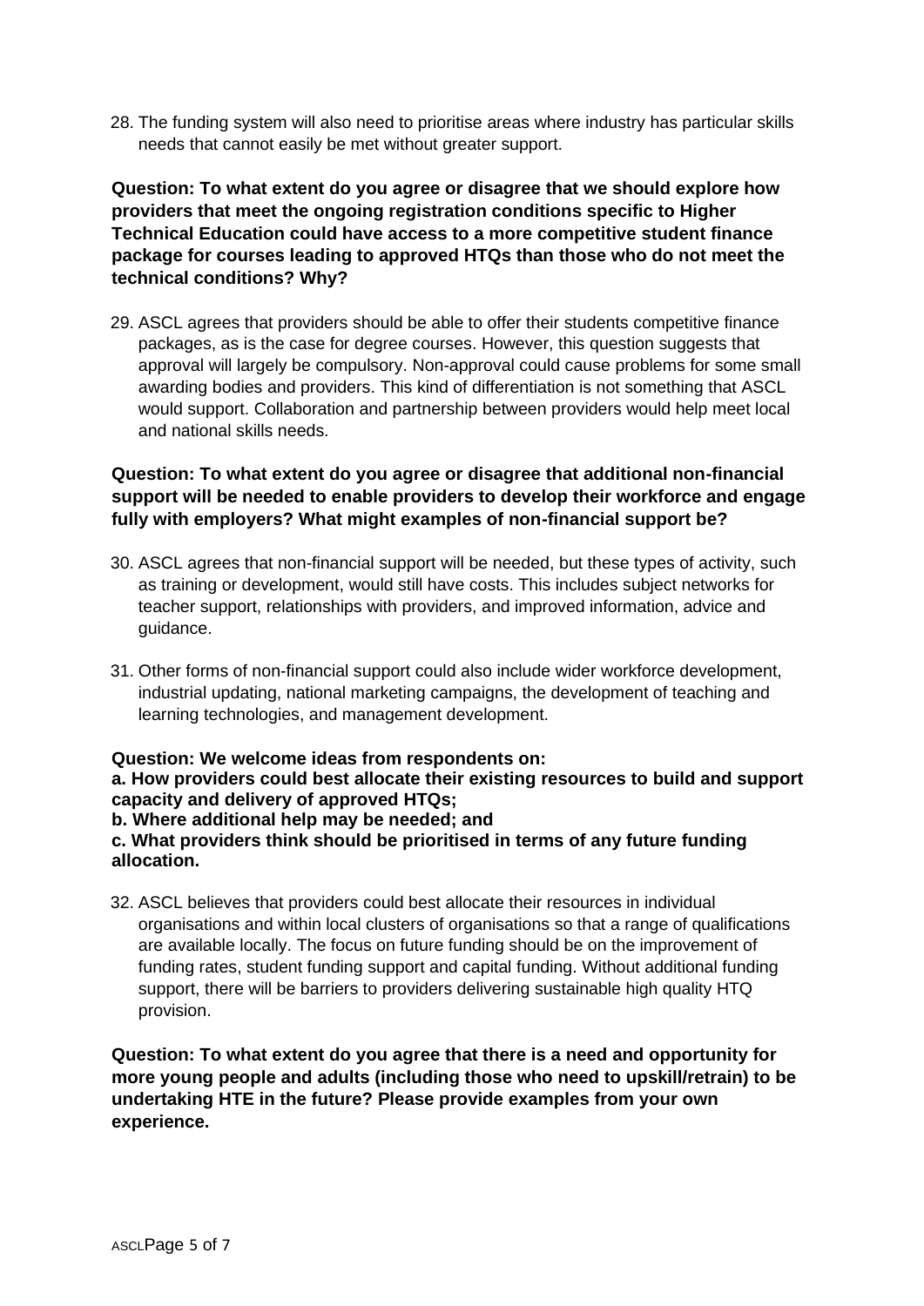28. The funding system will also need to prioritise areas where industry has particular skills needs that cannot easily be met without greater support.

**Question: To what extent do you agree or disagree that we should explore how providers that meet the ongoing registration conditions specific to Higher Technical Education could have access to a more competitive student finance package for courses leading to approved HTQs than those who do not meet the technical conditions? Why?**

29. ASCL agrees that providers should be able to offer their students competitive finance packages, as is the case for degree courses. However, this question suggests that approval will largely be compulsory. Non-approval could cause problems for some small awarding bodies and providers. This kind of differentiation is not something that ASCL would support. Collaboration and partnership between providers would help meet local and national skills needs.

**Question: To what extent do you agree or disagree that additional non-financial support will be needed to enable providers to develop their workforce and engage fully with employers? What might examples of non-financial support be?**

30. ASCL agrees that non-financial support will be needed, but these types of activity, such as training or development, would still have costs. This includes subject networks for teacher support, relationships with providers, and improved information, advice and guidance.

31. Other forms of non-financial support could also include wider workforce development, industrial updating, national marketing campaigns, the development of teaching and learning technologies, and management development.

**Question: We welcome ideas from respondents on:**
**a. How providers could best allocate their existing resources to build and support capacity and delivery of approved HTQs;**
**b. Where additional help may be needed; and**
**c. What providers think should be prioritised in terms of any future funding allocation.**

32. ASCL believes that providers could best allocate their resources in individual organisations and within local clusters of organisations so that a range of qualifications are available locally. The focus on future funding should be on the improvement of funding rates, student funding support and capital funding. Without additional funding support, there will be barriers to providers delivering sustainable high quality HTQ provision.

**Question: To what extent do you agree that there is a need and opportunity for more young people and adults (including those who need to upskill/retrain) to be undertaking HTE in the future? Please provide examples from your own experience.**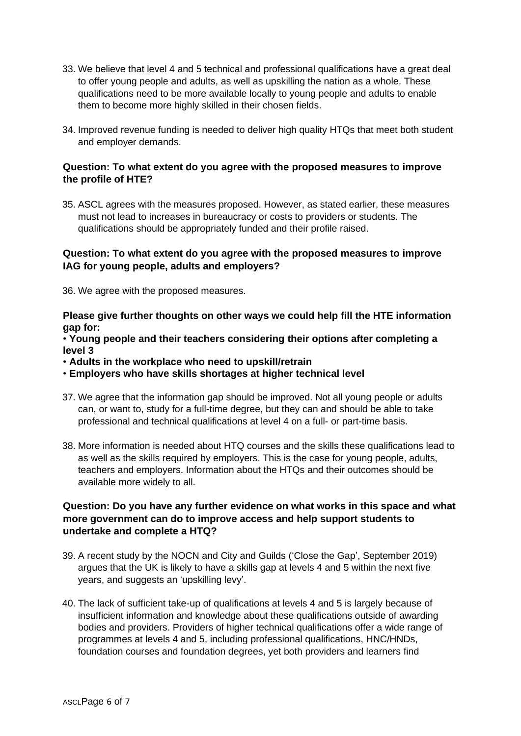33. We believe that level 4 and 5 technical and professional qualifications have a great deal to offer young people and adults, as well as upskilling the nation as a whole. These qualifications need to be more available locally to young people and adults to enable them to become more highly skilled in their chosen fields.

34. Improved revenue funding is needed to deliver high quality HTQs that meet both student and employer demands.

**Question: To what extent do you agree with the proposed measures to improve the profile of HTE?**

35. ASCL agrees with the measures proposed. However, as stated earlier, these measures must not lead to increases in bureaucracy or costs to providers or students. The qualifications should be appropriately funded and their profile raised.

**Question: To what extent do you agree with the proposed measures to improve IAG for young people, adults and employers?**

36. We agree with the proposed measures.

**Please give further thoughts on other ways we could help fill the HTE information gap for:**

- **Young people and their teachers considering their options after completing a level 3**
- **Adults in the workplace who need to upskill/retrain**
- **Employers who have skills shortages at higher technical level**

37. We agree that the information gap should be improved. Not all young people or adults can, or want to, study for a full-time degree, but they can and should be able to take professional and technical qualifications at level 4 on a full- or part-time basis.

38. More information is needed about HTQ courses and the skills these qualifications lead to as well as the skills required by employers. This is the case for young people, adults, teachers and employers. Information about the HTQs and their outcomes should be available more widely to all.

**Question: Do you have any further evidence on what works in this space and what more government can do to improve access and help support students to undertake and complete a HTQ?**

39. A recent study by the NOCN and City and Guilds ('Close the Gap', September 2019) argues that the UK is likely to have a skills gap at levels 4 and 5 within the next five years, and suggests an 'upskilling levy'.

40. The lack of sufficient take-up of qualifications at levels 4 and 5 is largely because of insufficient information and knowledge about these qualifications outside of awarding bodies and providers. Providers of higher technical qualifications offer a wide range of programmes at levels 4 and 5, including professional qualifications, HNC/HNDs, foundation courses and foundation degrees, yet both providers and learners find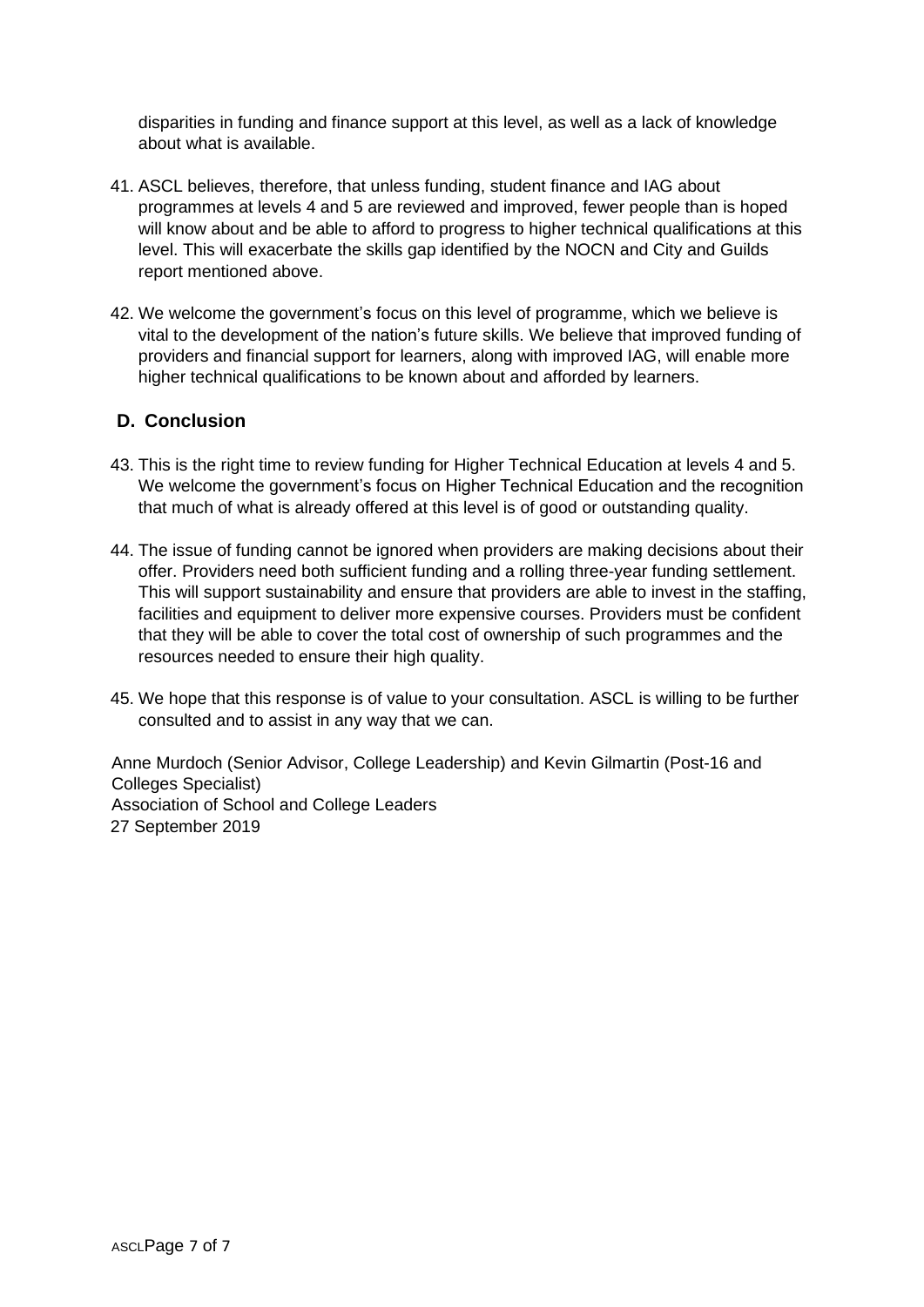disparities in funding and finance support at this level, as well as a lack of knowledge about what is available.

41. ASCL believes, therefore, that unless funding, student finance and IAG about programmes at levels 4 and 5 are reviewed and improved, fewer people than is hoped will know about and be able to afford to progress to higher technical qualifications at this level. This will exacerbate the skills gap identified by the NOCN and City and Guilds report mentioned above.

42. We welcome the government's focus on this level of programme, which we believe is vital to the development of the nation's future skills. We believe that improved funding of providers and financial support for learners, along with improved IAG, will enable more higher technical qualifications to be known about and afforded by learners.

## D. Conclusion

43. This is the right time to review funding for Higher Technical Education at levels 4 and 5. We welcome the government's focus on Higher Technical Education and the recognition that much of what is already offered at this level is of good or outstanding quality.

44. The issue of funding cannot be ignored when providers are making decisions about their offer. Providers need both sufficient funding and a rolling three-year funding settlement. This will support sustainability and ensure that providers are able to invest in the staffing, facilities and equipment to deliver more expensive courses. Providers must be confident that they will be able to cover the total cost of ownership of such programmes and the resources needed to ensure their high quality.

45. We hope that this response is of value to your consultation. ASCL is willing to be further consulted and to assist in any way that we can.

Anne Murdoch (Senior Advisor, College Leadership) and Kevin Gilmartin (Post-16 and Colleges Specialist)
Association of School and College Leaders
27 September 2019